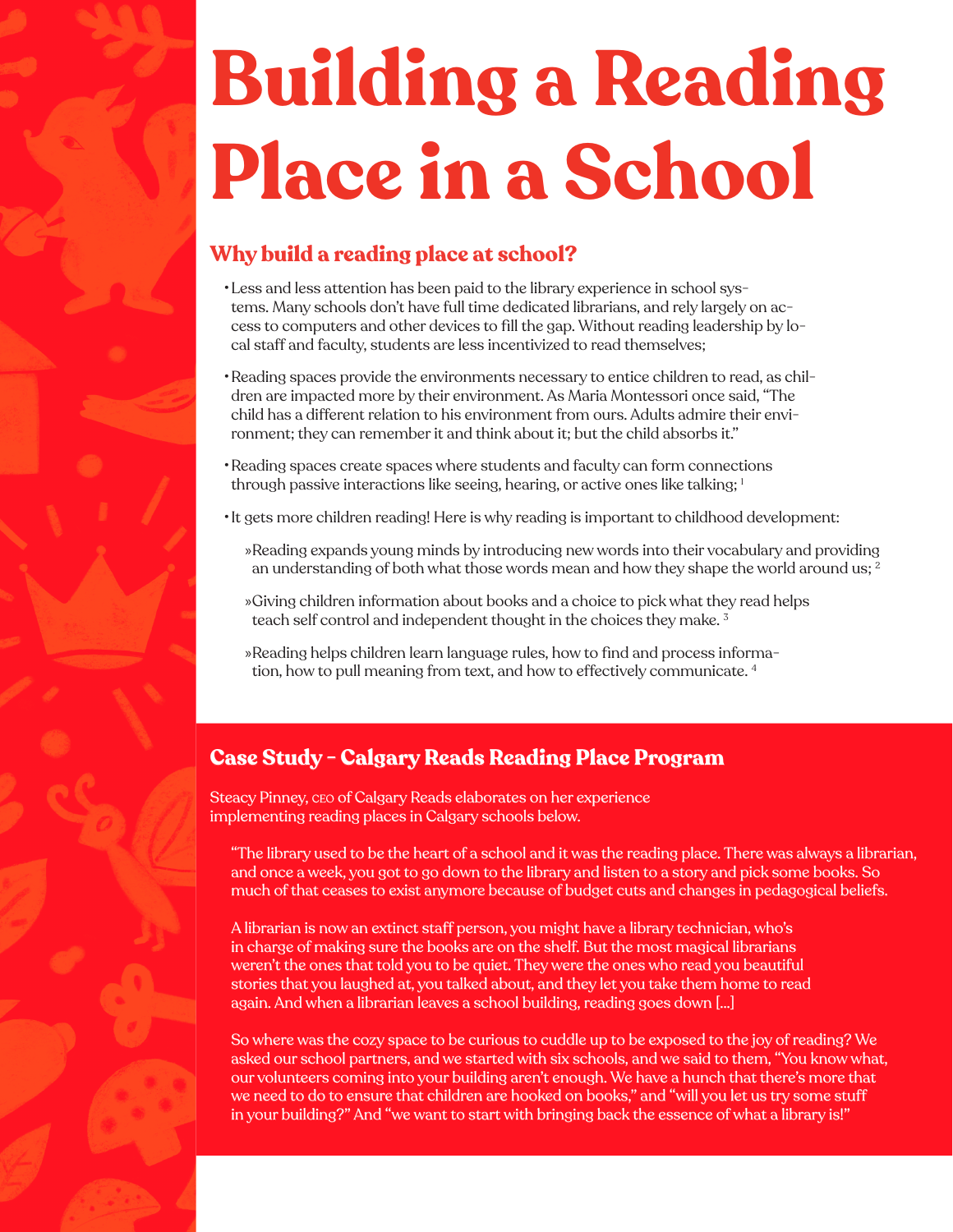# Building a Reading Place in a School

## Why build a reading place at school?

- Less and less attention has been paid to the library experience in school systems. Many schools don't have full time dedicated librarians, and rely largely on access to computers and other devices to fill the gap. Without reading leadership by local staff and faculty, students are less incentivized to read themselves;
- Reading spaces provide the environments necessary to entice children to read, as children are impacted more by their environment. As Maria Montessori once said, "The child has a different relation to his environment from ours. Adults admire their environment; they can remember it and think about it; but the child absorbs it."
- Reading spaces create spaces where students and faculty can form connections through passive interactions like seeing, hearing, or active ones like talking; [1]
- It gets more children reading! Here is why reading is important to childhood development:
  - Reading expands young minds by introducing new words into their vocabulary and providing an understanding of both what those words mean and how they shape the world around us; [2]
  - Giving children information about books and a choice to pick what they read helps teach self control and independent thought in the choices they make. [3]
  - Reading helps children learn language rules, how to find and process information, how to pull meaning from text, and how to effectively communicate. [4]

## Case Study – Calgary Reads Reading Place Program

Steacy Pinney, CEO of Calgary Reads elaborates on her experience implementing reading places in Calgary schools below.

> "The library used to be the heart of a school and it was the reading place. There was always a librarian, and once a week, you got to go down to the library and listen to a story and pick some books. So much of that ceases to exist anymore because of budget cuts and changes in pedagogical beliefs.
>
> A librarian is now an extinct staff person, you might have a library technician, who's in charge of making sure the books are on the shelf. But the most magical librarians weren't the ones that told you to be quiet. They were the ones who read you beautiful stories that you laughed at, you talked about, and they let you take them home to read again. And when a librarian leaves a school building, reading goes down [...]
>
> So where was the cozy space to be curious to cuddle up to be exposed to the joy of reading? We asked our school partners, and we started with six schools, and we said to them, "You know what, our volunteers coming into your building aren't enough. We have a hunch that there's more that we need to do to ensure that children are hooked on books," and "will you let us try some stuff in your building?" And "we want to start with bringing back the essence of what a library is!"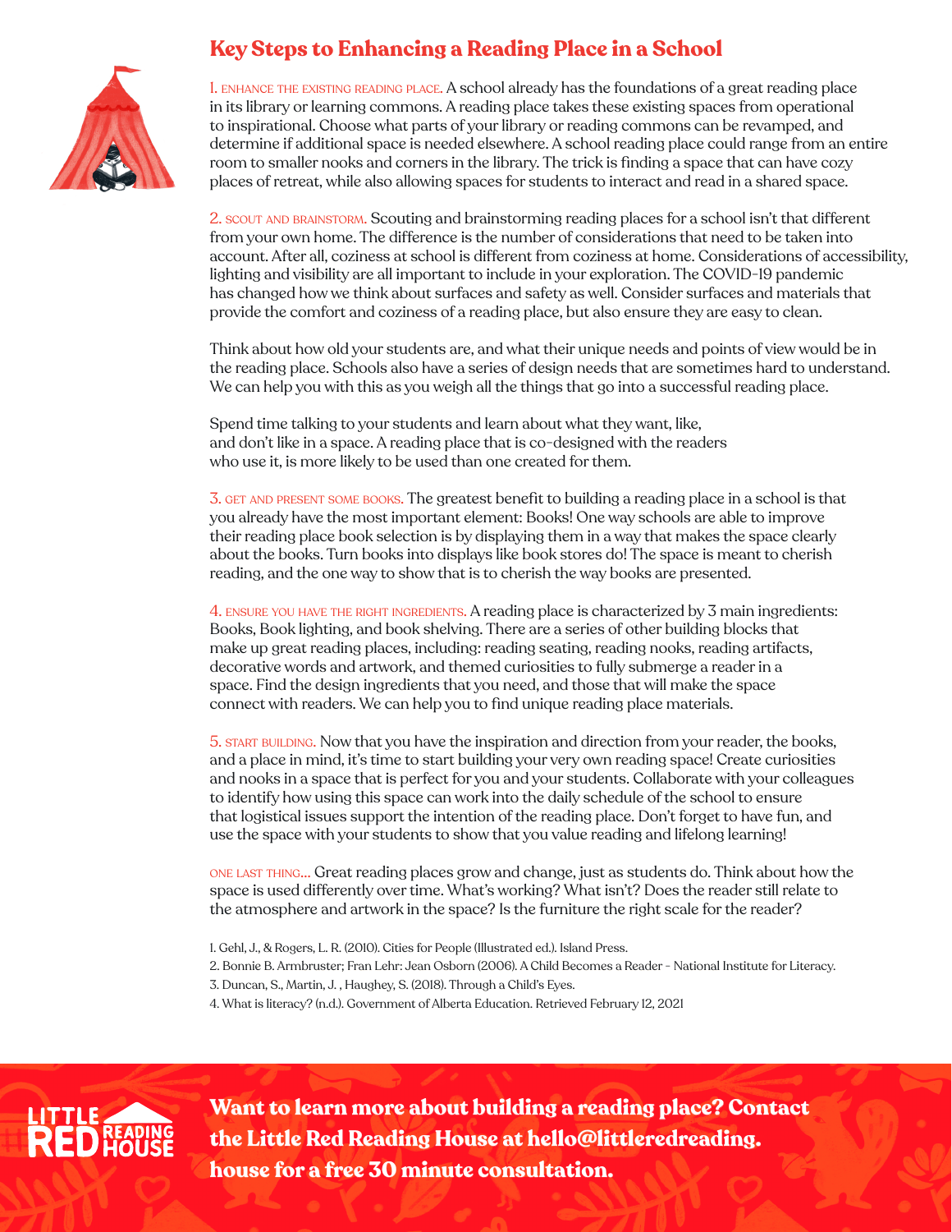# Key Steps to Enhancing a Reading Place in a School

1. ENHANCE THE EXISTING READING PLACE. A school already has the foundations of a great reading place in its library or learning commons. A reading place takes these existing spaces from operational to inspirational. Choose what parts of your library or reading commons can be revamped, and determine if additional space is needed elsewhere. A school reading place could range from an entire room to smaller nooks and corners in the library. The trick is finding a space that can have cozy places of retreat, while also allowing spaces for students to interact and read in a shared space.

2. SCOUT AND BRAINSTORM. Scouting and brainstorming reading places for a school isn't that different from your own home. The difference is the number of considerations that need to be taken into account. After all, coziness at school is different from coziness at home. Considerations of accessibility, lighting and visibility are all important to include in your exploration. The COVID-19 pandemic has changed how we think about surfaces and safety as well. Consider surfaces and materials that provide the comfort and coziness of a reading place, but also ensure they are easy to clean.

Think about how old your students are, and what their unique needs and points of view would be in the reading place. Schools also have a series of design needs that are sometimes hard to understand. We can help you with this as you weigh all the things that go into a successful reading place.

Spend time talking to your students and learn about what they want, like, and don't like in a space. A reading place that is co-designed with the readers who use it, is more likely to be used than one created for them.

3. GET AND PRESENT SOME BOOKS. The greatest benefit to building a reading place in a school is that you already have the most important element: Books! One way schools are able to improve their reading place book selection is by displaying them in a way that makes the space clearly about the books. Turn books into displays like book stores do! The space is meant to cherish reading, and the one way to show that is to cherish the way books are presented.

4. ENSURE YOU HAVE THE RIGHT INGREDIENTS. A reading place is characterized by 3 main ingredients: Books, Book lighting, and book shelving. There are a series of other building blocks that make up great reading places, including: reading seating, reading nooks, reading artifacts, decorative words and artwork, and themed curiosities to fully submerge a reader in a space. Find the design ingredients that you need, and those that will make the space connect with readers. We can help you to find unique reading place materials.

5. START BUILDING. Now that you have the inspiration and direction from your reader, the books, and a place in mind, it's time to start building your very own reading space! Create curiosities and nooks in a space that is perfect for you and your students. Collaborate with your colleagues to identify how using this space can work into the daily schedule of the school to ensure that logistical issues support the intention of the reading place. Don't forget to have fun, and use the space with your students to show that you value reading and lifelong learning!

ONE LAST THING... Great reading places grow and change, just as students do. Think about how the space is used differently over time. What's working? What isn't? Does the reader still relate to the atmosphere and artwork in the space? Is the furniture the right scale for the reader?

1. Gehl, J., & Rogers, L. R. (2010). Cities for People (Illustrated ed.). Island Press.
2. Bonnie B. Armbruster; Fran Lehr: Jean Osborn (2006). A Child Becomes a Reader - National Institute for Literacy.
3. Duncan, S., Martin, J. , Haughey, S. (2018). Through a Child's Eyes.
4. What is literacy? (n.d.). Government of Alberta Education. Retrieved February 12, 2021

LITTLE RED READING HOUSE

**Want to learn more about building a reading place? Contact the Little Red Reading House at hello@littleredreading.house for a free 30 minute consultation.**